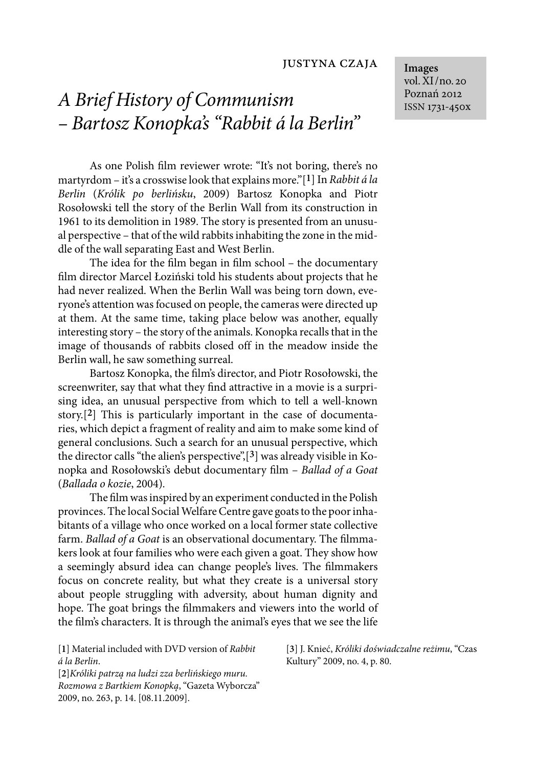JUSTYNA CZAJA

Images
vol. XI/no. 20
Poznań 2012
ISSN 1731-450x

# *A Brief History of Communism – Bartosz Konopka's "Rabbit á la Berlin"*

As one Polish film reviewer wrote: "It's not boring, there's no martyrdom – it's a crosswise look that explains more."[1] In *Rabbit á la Berlin* (*Królik po berlińsku*, 2009) Bartosz Konopka and Piotr Rosołowski tell the story of the Berlin Wall from its construction in 1961 to its demolition in 1989. The story is presented from an unusual perspective – that of the wild rabbits inhabiting the zone in the middle of the wall separating East and West Berlin.

The idea for the film began in film school – the documentary film director Marcel Łoziński told his students about projects that he had never realized. When the Berlin Wall was being torn down, everyone's attention was focused on people, the cameras were directed up at them. At the same time, taking place below was another, equally interesting story – the story of the animals. Konopka recalls that in the image of thousands of rabbits closed off in the meadow inside the Berlin wall, he saw something surreal.

Bartosz Konopka, the film's director, and Piotr Rosołowski, the screenwriter, say that what they find attractive in a movie is a surprising idea, an unusual perspective from which to tell a well-known story.[2] This is particularly important in the case of documentaries, which depict a fragment of reality and aim to make some kind of general conclusions. Such a search for an unusual perspective, which the director calls "the alien's perspective",[3] was already visible in Konopka and Rosołowski's debut documentary film – *Ballad of a Goat* (*Ballada o kozie*, 2004).

The film was inspired by an experiment conducted in the Polish provinces. The local Social Welfare Centre gave goats to the poor inhabitants of a village who once worked on a local former state collective farm. *Ballad of a Goat* is an observational documentary. The filmmakers look at four families who were each given a goat. They show how a seemingly absurd idea can change people's lives. The filmmakers focus on concrete reality, but what they create is a universal story about people struggling with adversity, about human dignity and hope. The goat brings the filmmakers and viewers into the world of the film's characters. It is through the animal's eyes that we see the life

[1] Material included with DVD version of *Rabbit á la Berlin*.

[2] *Króliki patrzą na ludzi zza berlińskiego muru. Rozmowa z Bartkiem Konopką*, "Gazeta Wyborcza" 2009, no. 263, p. 14. [08.11.2009].

[3] J. Knieć, *Króliki doświadczalne reżimu*, "Czas Kultury" 2009, no. 4, p. 80.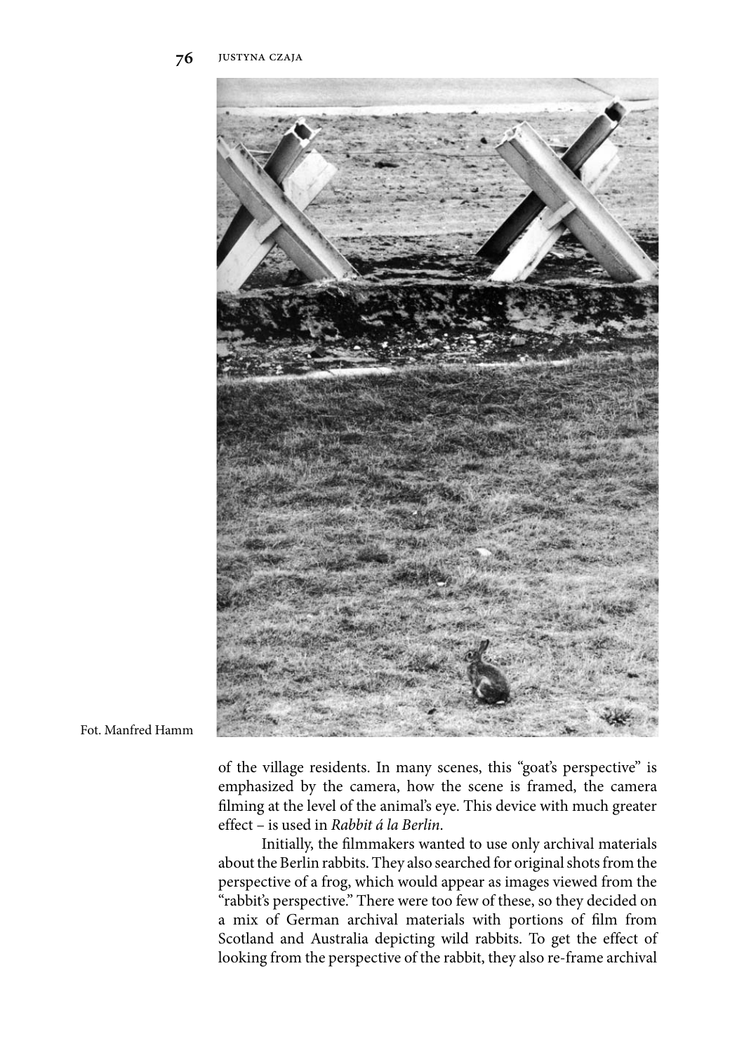Fot. Manfred Hamm

of the village residents. In many scenes, this "goat's perspective" is emphasized by the camera, how the scene is framed, the camera filming at the level of the animal's eye. This device with much greater effect – is used in *Rabbit á la Berlin*.

Initially, the filmmakers wanted to use only archival materials about the Berlin rabbits. They also searched for original shots from the perspective of a frog, which would appear as images viewed from the "rabbit's perspective." There were too few of these, so they decided on a mix of German archival materials with portions of film from Scotland and Australia depicting wild rabbits. To get the effect of looking from the perspective of the rabbit, they also re-frame archival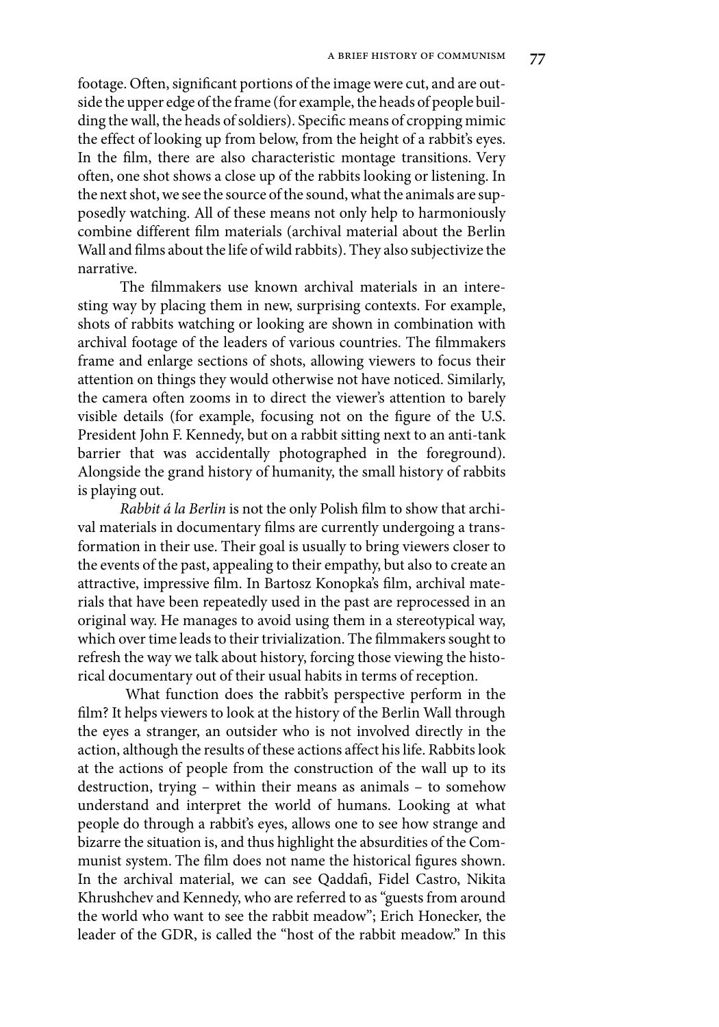footage. Often, significant portions of the image were cut, and are outside the upper edge of the frame (for example, the heads of people building the wall, the heads of soldiers). Specific means of cropping mimic the effect of looking up from below, from the height of a rabbit's eyes. In the film, there are also characteristic montage transitions. Very often, one shot shows a close up of the rabbits looking or listening. In the next shot, we see the source of the sound, what the animals are supposedly watching. All of these means not only help to harmoniously combine different film materials (archival material about the Berlin Wall and films about the life of wild rabbits). They also subjectivize the narrative.

The filmmakers use known archival materials in an interesting way by placing them in new, surprising contexts. For example, shots of rabbits watching or looking are shown in combination with archival footage of the leaders of various countries. The filmmakers frame and enlarge sections of shots, allowing viewers to focus their attention on things they would otherwise not have noticed. Similarly, the camera often zooms in to direct the viewer's attention to barely visible details (for example, focusing not on the figure of the U.S. President John F. Kennedy, but on a rabbit sitting next to an anti-tank barrier that was accidentally photographed in the foreground). Alongside the grand history of humanity, the small history of rabbits is playing out.

*Rabbit á la Berlin* is not the only Polish film to show that archival materials in documentary films are currently undergoing a transformation in their use. Their goal is usually to bring viewers closer to the events of the past, appealing to their empathy, but also to create an attractive, impressive film. In Bartosz Konopka's film, archival materials that have been repeatedly used in the past are reprocessed in an original way. He manages to avoid using them in a stereotypical way, which over time leads to their trivialization. The filmmakers sought to refresh the way we talk about history, forcing those viewing the historical documentary out of their usual habits in terms of reception.

What function does the rabbit's perspective perform in the film? It helps viewers to look at the history of the Berlin Wall through the eyes a stranger, an outsider who is not involved directly in the action, although the results of these actions affect his life. Rabbits look at the actions of people from the construction of the wall up to its destruction, trying – within their means as animals – to somehow understand and interpret the world of humans. Looking at what people do through a rabbit's eyes, allows one to see how strange and bizarre the situation is, and thus highlight the absurdities of the Communist system. The film does not name the historical figures shown. In the archival material, we can see Qaddafi, Fidel Castro, Nikita Khrushchev and Kennedy, who are referred to as "guests from around the world who want to see the rabbit meadow"; Erich Honecker, the leader of the GDR, is called the "host of the rabbit meadow." In this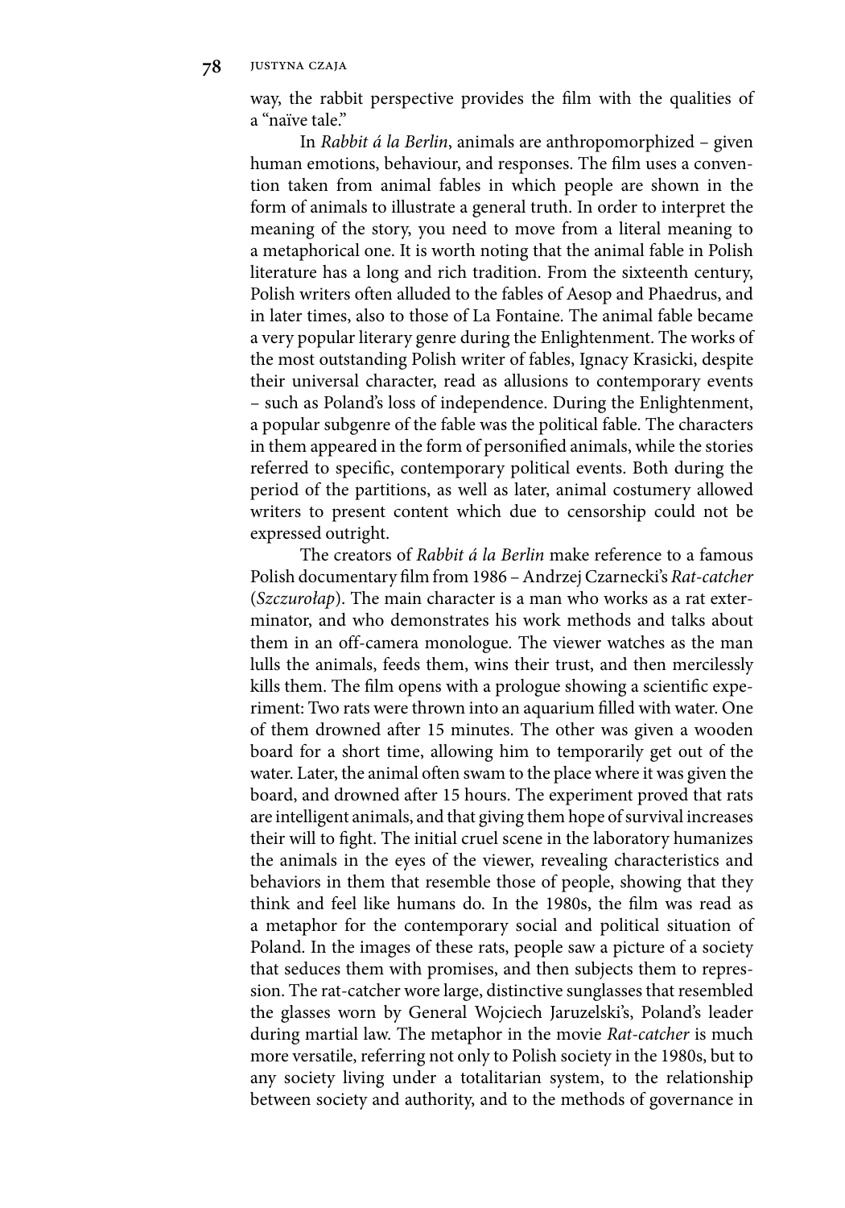way, the rabbit perspective provides the film with the qualities of a "naïve tale."

In *Rabbit á la Berlin*, animals are anthropomorphized – given human emotions, behaviour, and responses. The film uses a convention taken from animal fables in which people are shown in the form of animals to illustrate a general truth. In order to interpret the meaning of the story, you need to move from a literal meaning to a metaphorical one. It is worth noting that the animal fable in Polish literature has a long and rich tradition. From the sixteenth century, Polish writers often alluded to the fables of Aesop and Phaedrus, and in later times, also to those of La Fontaine. The animal fable became a very popular literary genre during the Enlightenment. The works of the most outstanding Polish writer of fables, Ignacy Krasicki, despite their universal character, read as allusions to contemporary events – such as Poland's loss of independence. During the Enlightenment, a popular subgenre of the fable was the political fable. The characters in them appeared in the form of personified animals, while the stories referred to specific, contemporary political events. Both during the period of the partitions, as well as later, animal costumery allowed writers to present content which due to censorship could not be expressed outright.

The creators of *Rabbit á la Berlin* make reference to a famous Polish documentary film from 1986 – Andrzej Czarnecki's *Rat-catcher* (*Szczurołap*). The main character is a man who works as a rat exterminator, and who demonstrates his work methods and talks about them in an off-camera monologue. The viewer watches as the man lulls the animals, feeds them, wins their trust, and then mercilessly kills them. The film opens with a prologue showing a scientific experiment: Two rats were thrown into an aquarium filled with water. One of them drowned after 15 minutes. The other was given a wooden board for a short time, allowing him to temporarily get out of the water. Later, the animal often swam to the place where it was given the board, and drowned after 15 hours. The experiment proved that rats are intelligent animals, and that giving them hope of survival increases their will to fight. The initial cruel scene in the laboratory humanizes the animals in the eyes of the viewer, revealing characteristics and behaviors in them that resemble those of people, showing that they think and feel like humans do. In the 1980s, the film was read as a metaphor for the contemporary social and political situation of Poland. In the images of these rats, people saw a picture of a society that seduces them with promises, and then subjects them to repression. The rat-catcher wore large, distinctive sunglasses that resembled the glasses worn by General Wojciech Jaruzelski's, Poland's leader during martial law. The metaphor in the movie *Rat-catcher* is much more versatile, referring not only to Polish society in the 1980s, but to any society living under a totalitarian system, to the relationship between society and authority, and to the methods of governance in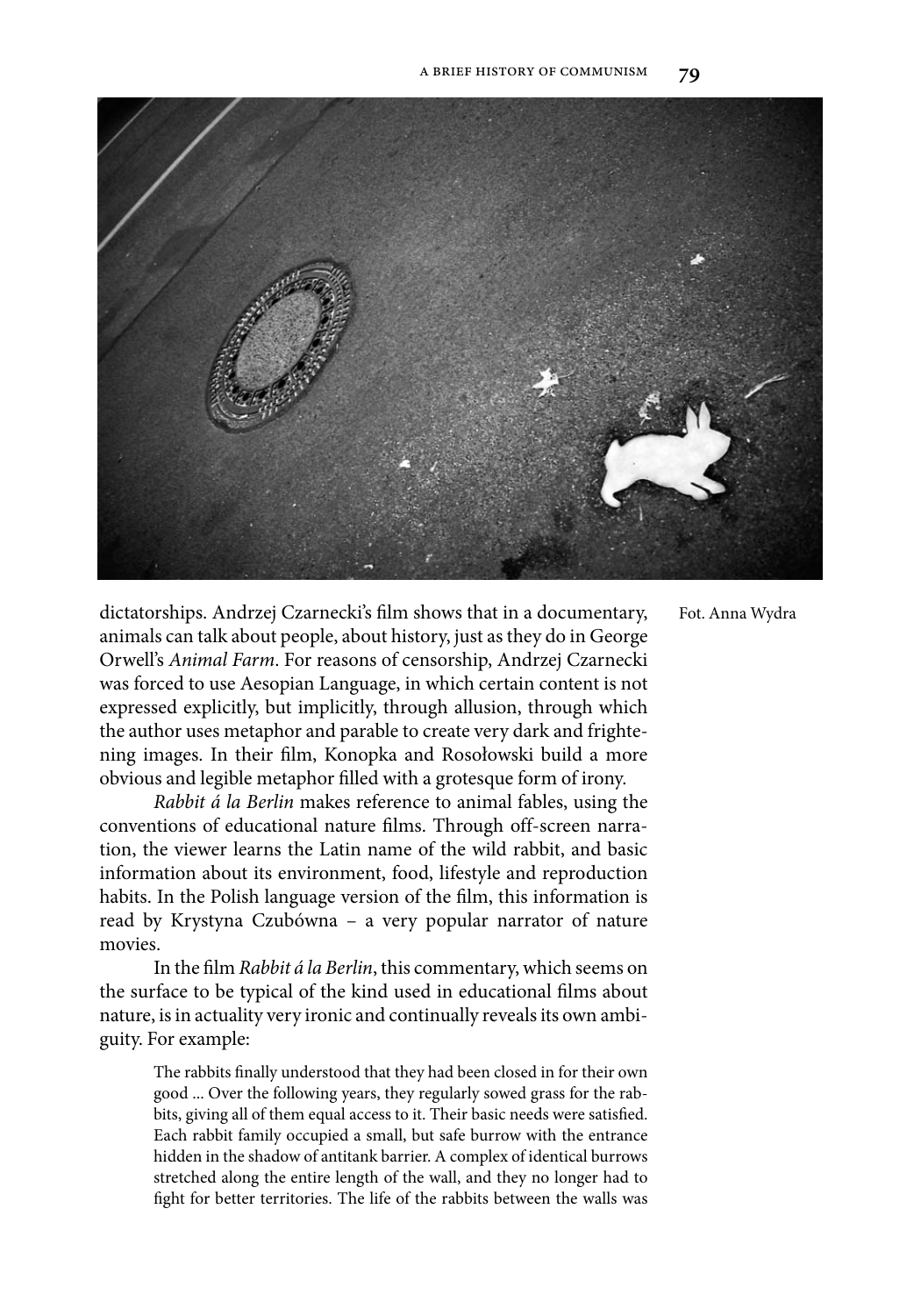Fot. Anna Wydra

dictatorships. Andrzej Czarnecki's film shows that in a documentary, animals can talk about people, about history, just as they do in George Orwell's *Animal Farm*. For reasons of censorship, Andrzej Czarnecki was forced to use Aesopian Language, in which certain content is not expressed explicitly, but implicitly, through allusion, through which the author uses metaphor and parable to create very dark and frightening images. In their film, Konopka and Rosołowski build a more obvious and legible metaphor filled with a grotesque form of irony.

*Rabbit á la Berlin* makes reference to animal fables, using the conventions of educational nature films. Through off-screen narration, the viewer learns the Latin name of the wild rabbit, and basic information about its environment, food, lifestyle and reproduction habits. In the Polish language version of the film, this information is read by Krystyna Czubówna – a very popular narrator of nature movies.

In the film *Rabbit á la Berlin*, this commentary, which seems on the surface to be typical of the kind used in educational films about nature, is in actuality very ironic and continually reveals its own ambiguity. For example:

> The rabbits finally understood that they had been closed in for their own good ... Over the following years, they regularly sowed grass for the rabbits, giving all of them equal access to it. Their basic needs were satisfied. Each rabbit family occupied a small, but safe burrow with the entrance hidden in the shadow of antitank barrier. A complex of identical burrows stretched along the entire length of the wall, and they no longer had to fight for better territories. The life of the rabbits between the walls was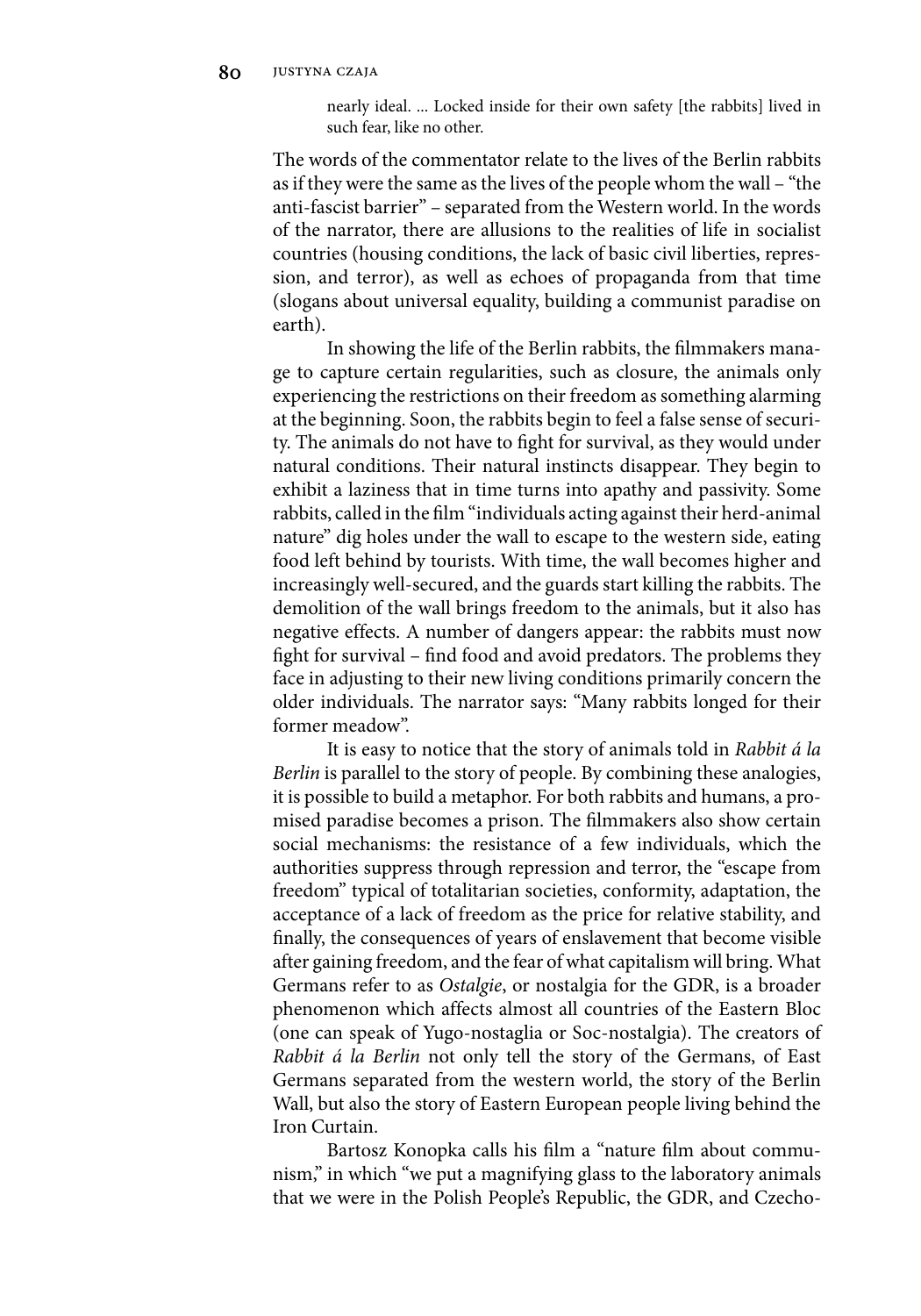> nearly ideal. ... Locked inside for their own safety [the rabbits] lived in such fear, like no other.

The words of the commentator relate to the lives of the Berlin rabbits as if they were the same as the lives of the people whom the wall – "the anti-fascist barrier" – separated from the Western world. In the words of the narrator, there are allusions to the realities of life in socialist countries (housing conditions, the lack of basic civil liberties, repression, and terror), as well as echoes of propaganda from that time (slogans about universal equality, building a communist paradise on earth).

In showing the life of the Berlin rabbits, the filmmakers manage to capture certain regularities, such as closure, the animals only experiencing the restrictions on their freedom as something alarming at the beginning. Soon, the rabbits begin to feel a false sense of security. The animals do not have to fight for survival, as they would under natural conditions. Their natural instincts disappear. They begin to exhibit a laziness that in time turns into apathy and passivity. Some rabbits, called in the film "individuals acting against their herd-animal nature" dig holes under the wall to escape to the western side, eating food left behind by tourists. With time, the wall becomes higher and increasingly well-secured, and the guards start killing the rabbits. The demolition of the wall brings freedom to the animals, but it also has negative effects. A number of dangers appear: the rabbits must now fight for survival – find food and avoid predators. The problems they face in adjusting to their new living conditions primarily concern the older individuals. The narrator says: "Many rabbits longed for their former meadow".

It is easy to notice that the story of animals told in *Rabbit á la Berlin* is parallel to the story of people. By combining these analogies, it is possible to build a metaphor. For both rabbits and humans, a promised paradise becomes a prison. The filmmakers also show certain social mechanisms: the resistance of a few individuals, which the authorities suppress through repression and terror, the "escape from freedom" typical of totalitarian societies, conformity, adaptation, the acceptance of a lack of freedom as the price for relative stability, and finally, the consequences of years of enslavement that become visible after gaining freedom, and the fear of what capitalism will bring. What Germans refer to as *Ostalgie*, or nostalgia for the GDR, is a broader phenomenon which affects almost all countries of the Eastern Bloc (one can speak of Yugo-nostaglia or Soc-nostalgia). The creators of *Rabbit á la Berlin* not only tell the story of the Germans, of East Germans separated from the western world, the story of the Berlin Wall, but also the story of Eastern European people living behind the Iron Curtain.

Bartosz Konopka calls his film a "nature film about communism," in which "we put a magnifying glass to the laboratory animals that we were in the Polish People's Republic, the GDR, and Czecho-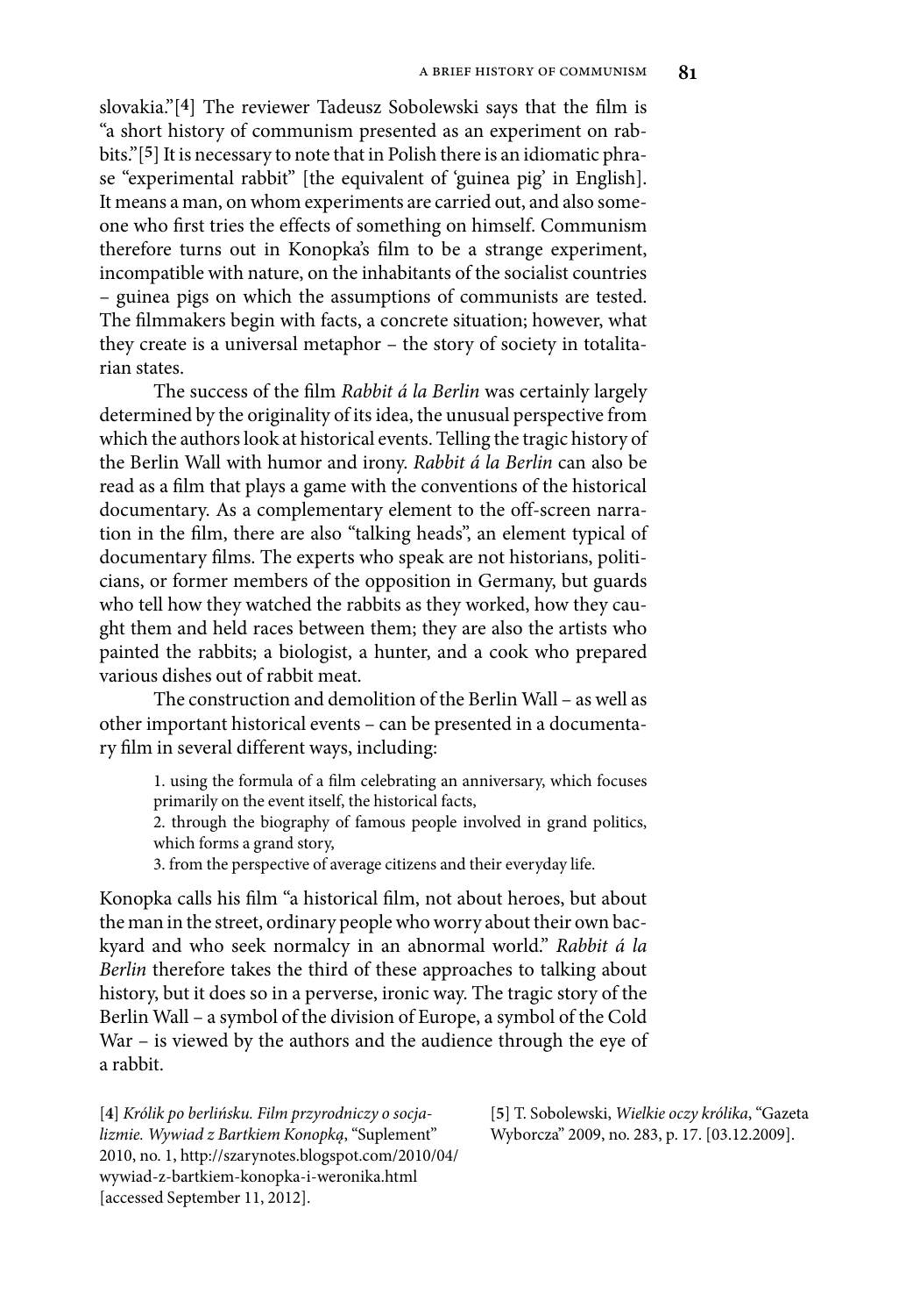slovakia."[4] The reviewer Tadeusz Sobolewski says that the film is "a short history of communism presented as an experiment on rabbits."[5] It is necessary to note that in Polish there is an idiomatic phrase "experimental rabbit" [the equivalent of 'guinea pig' in English]. It means a man, on whom experiments are carried out, and also someone who first tries the effects of something on himself. Communism therefore turns out in Konopka's film to be a strange experiment, incompatible with nature, on the inhabitants of the socialist countries – guinea pigs on which the assumptions of communists are tested. The filmmakers begin with facts, a concrete situation; however, what they create is a universal metaphor – the story of society in totalitarian states.

The success of the film *Rabbit á la Berlin* was certainly largely determined by the originality of its idea, the unusual perspective from which the authors look at historical events. Telling the tragic history of the Berlin Wall with humor and irony. *Rabbit á la Berlin* can also be read as a film that plays a game with the conventions of the historical documentary. As a complementary element to the off-screen narration in the film, there are also "talking heads", an element typical of documentary films. The experts who speak are not historians, politicians, or former members of the opposition in Germany, but guards who tell how they watched the rabbits as they worked, how they caught them and held races between them; they are also the artists who painted the rabbits; a biologist, a hunter, and a cook who prepared various dishes out of rabbit meat.

The construction and demolition of the Berlin Wall – as well as other important historical events – can be presented in a documentary film in several different ways, including:

1. using the formula of a film celebrating an anniversary, which focuses primarily on the event itself, the historical facts,
2. through the biography of famous people involved in grand politics, which forms a grand story,
3. from the perspective of average citizens and their everyday life.

Konopka calls his film "a historical film, not about heroes, but about the man in the street, ordinary people who worry about their own backyard and who seek normalcy in an abnormal world." *Rabbit á la Berlin* therefore takes the third of these approaches to talking about history, but it does so in a perverse, ironic way. The tragic story of the Berlin Wall – a symbol of the division of Europe, a symbol of the Cold War – is viewed by the authors and the audience through the eye of a rabbit.

[4] *Królik po berlińsku. Film przyrodniczy o socjalizmie. Wywiad z Bartkiem Konopką*, "Suplement" 2010, no. 1, http://szarynotes.blogspot.com/2010/04/wywiad-z-bartkiem-konopka-i-weronika.html [accessed September 11, 2012].

[5] T. Sobolewski, *Wielkie oczy królika*, "Gazeta Wyborcza" 2009, no. 283, p. 17. [03.12.2009].